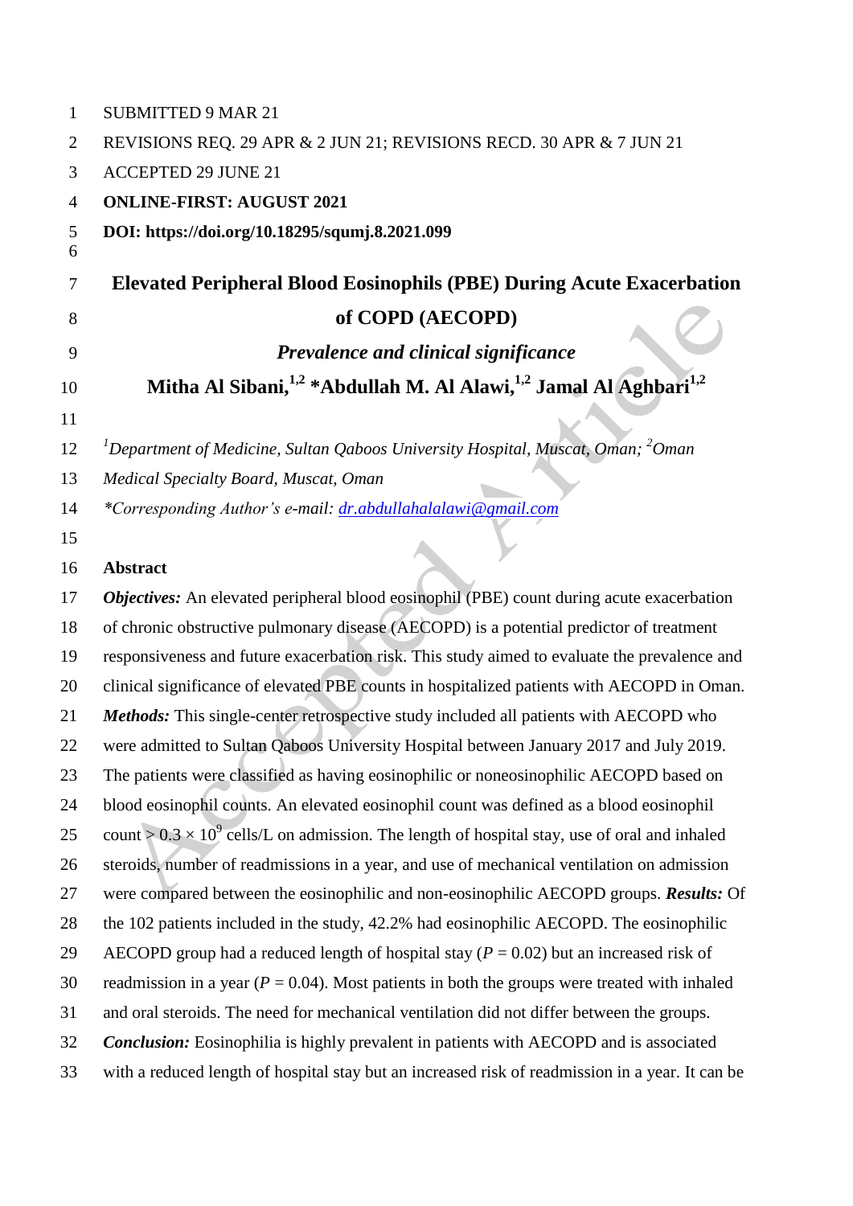SUBMITTED 9 MAR 21

REVISIONS REQ. 29 APR & 2 JUN 21; REVISIONS RECD. 30 APR & 7 JUN 21

ACCEPTED 29 JUNE 21

**ONLINE-FIRST: AUGUST 2021**

**DOI: https://doi.org/10.18295/squmj.8.2021.099**

# Elevated Peripheral Blood Eosinophils (PBE) During Acute Exacerbation of COPD (AECOPD)

## *Prevalence and clinical significance*

**Mitha Al Sibani,[1,2] *Abdullah M. Al Alawi,[1,2] Jamal Al Aghbari[1,2]**

*[1]Department of Medicine, Sultan Qaboos University Hospital, Muscat, Oman; [2]Oman Medical Specialty Board, Muscat, Oman*

**Corresponding Author's e-mail: dr.abdullahalalawi@gmail.com*

## Abstract

***Objectives:*** An elevated peripheral blood eosinophil (PBE) count during acute exacerbation of chronic obstructive pulmonary disease (AECOPD) is a potential predictor of treatment responsiveness and future exacerbation risk. This study aimed to evaluate the prevalence and clinical significance of elevated PBE counts in hospitalized patients with AECOPD in Oman. ***Methods:*** This single-center retrospective study included all patients with AECOPD who were admitted to Sultan Qaboos University Hospital between January 2017 and July 2019. The patients were classified as having eosinophilic or noneosinophilic AECOPD based on blood eosinophil counts. An elevated eosinophil count was defined as a blood eosinophil count $> 0.3 \times 10^9$ cells/L on admission. The length of hospital stay, use of oral and inhaled steroids, number of readmissions in a year, and use of mechanical ventilation on admission were compared between the eosinophilic and non-eosinophilic AECOPD groups. ***Results:*** Of the 102 patients included in the study, 42.2% had eosinophilic AECOPD. The eosinophilic AECOPD group had a reduced length of hospital stay ($P = 0.02$) but an increased risk of readmission in a year ($P = 0.04$). Most patients in both the groups were treated with inhaled and oral steroids. The need for mechanical ventilation did not differ between the groups. ***Conclusion:*** Eosinophilia is highly prevalent in patients with AECOPD and is associated with a reduced length of hospital stay but an increased risk of readmission in a year. It can be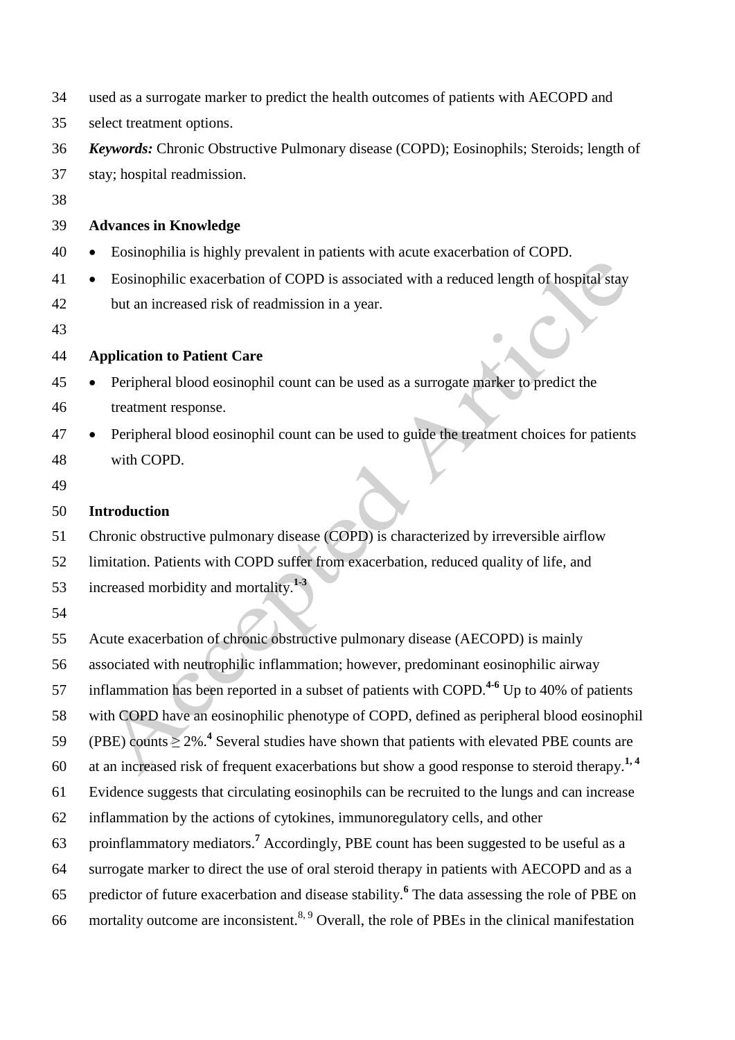used as a surrogate marker to predict the health outcomes of patients with AECOPD and select treatment options.

***Keywords:*** Chronic Obstructive Pulmonary disease (COPD); Eosinophils; Steroids; length of stay; hospital readmission.

## Advances in Knowledge

- Eosinophilia is highly prevalent in patients with acute exacerbation of COPD.
- Eosinophilic exacerbation of COPD is associated with a reduced length of hospital stay but an increased risk of readmission in a year.

## Application to Patient Care

- Peripheral blood eosinophil count can be used as a surrogate marker to predict the treatment response.
- Peripheral blood eosinophil count can be used to guide the treatment choices for patients with COPD.

## Introduction

Chronic obstructive pulmonary disease (COPD) is characterized by irreversible airflow limitation. Patients with COPD suffer from exacerbation, reduced quality of life, and increased morbidity and mortality.[1-3]

Acute exacerbation of chronic obstructive pulmonary disease (AECOPD) is mainly associated with neutrophilic inflammation; however, predominant eosinophilic airway inflammation has been reported in a subset of patients with COPD.[4-6] Up to 40% of patients with COPD have an eosinophilic phenotype of COPD, defined as peripheral blood eosinophil (PBE) counts $\geq 2\%$.[4] Several studies have shown that patients with elevated PBE counts are at an increased risk of frequent exacerbations but show a good response to steroid therapy.[1, 4] Evidence suggests that circulating eosinophils can be recruited to the lungs and can increase inflammation by the actions of cytokines, immunoregulatory cells, and other proinflammatory mediators.[7] Accordingly, PBE count has been suggested to be useful as a surrogate marker to direct the use of oral steroid therapy in patients with AECOPD and as a predictor of future exacerbation and disease stability.[6] The data assessing the role of PBE on mortality outcome are inconsistent.[8, 9] Overall, the role of PBEs in the clinical manifestation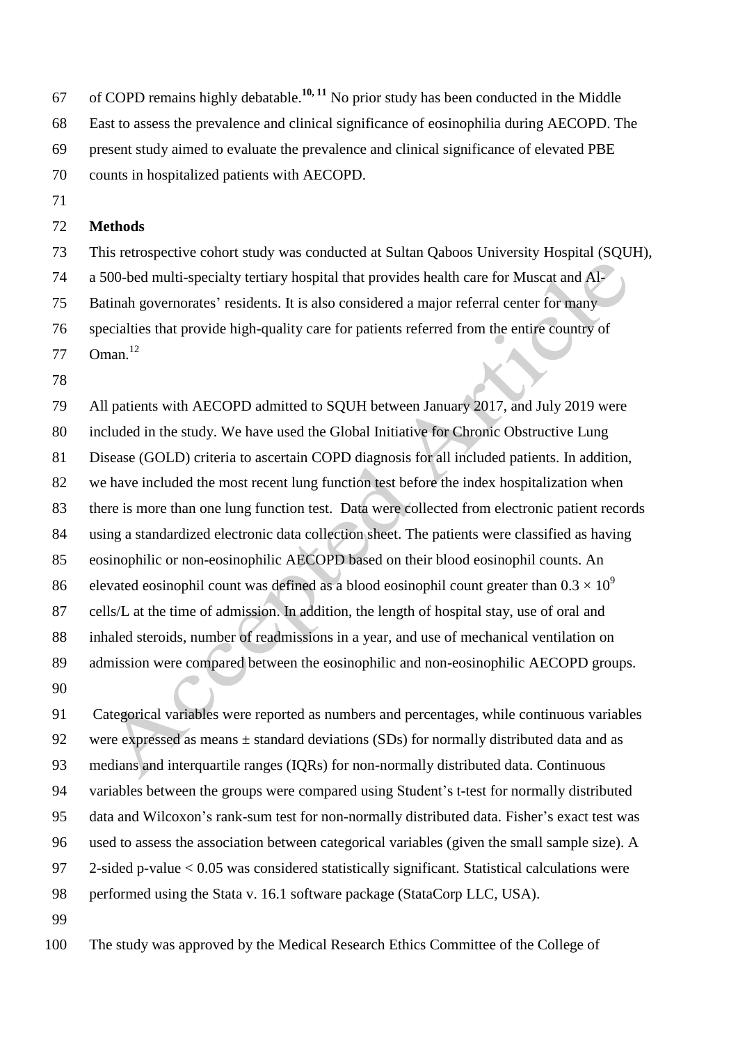of COPD remains highly debatable.[10, 11] No prior study has been conducted in the Middle East to assess the prevalence and clinical significance of eosinophilia during AECOPD. The present study aimed to evaluate the prevalence and clinical significance of elevated PBE counts in hospitalized patients with AECOPD.

## Methods

This retrospective cohort study was conducted at Sultan Qaboos University Hospital (SQUH), a 500-bed multi-specialty tertiary hospital that provides health care for Muscat and Al-Batinah governorates' residents. It is also considered a major referral center for many specialties that provide high-quality care for patients referred from the entire country of Oman.[12]

All patients with AECOPD admitted to SQUH between January 2017, and July 2019 were included in the study. We have used the Global Initiative for Chronic Obstructive Lung Disease (GOLD) criteria to ascertain COPD diagnosis for all included patients. In addition, we have included the most recent lung function test before the index hospitalization when there is more than one lung function test. Data were collected from electronic patient records using a standardized electronic data collection sheet. The patients were classified as having eosinophilic or non-eosinophilic AECOPD based on their blood eosinophil counts. An elevated eosinophil count was defined as a blood eosinophil count greater than $0.3 \times 10^9$ cells/L at the time of admission. In addition, the length of hospital stay, use of oral and inhaled steroids, number of readmissions in a year, and use of mechanical ventilation on admission were compared between the eosinophilic and non-eosinophilic AECOPD groups.

Categorical variables were reported as numbers and percentages, while continuous variables were expressed as means ± standard deviations (SDs) for normally distributed data and as medians and interquartile ranges (IQRs) for non-normally distributed data. Continuous variables between the groups were compared using Student's t-test for normally distributed data and Wilcoxon's rank-sum test for non-normally distributed data. Fisher's exact test was used to assess the association between categorical variables (given the small sample size). A 2-sided p-value $< 0.05$ was considered statistically significant. Statistical calculations were performed using the Stata v. 16.1 software package (StataCorp LLC, USA).

The study was approved by the Medical Research Ethics Committee of the College of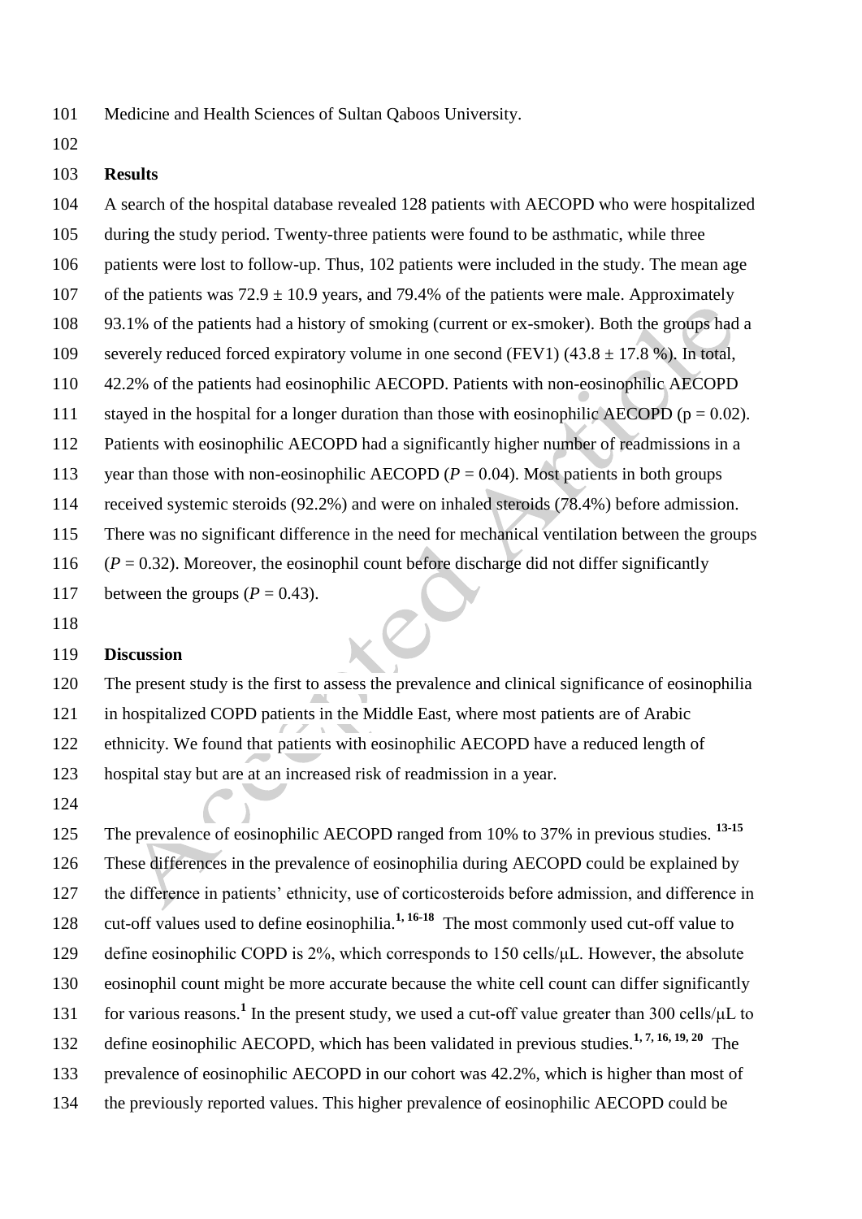Medicine and Health Sciences of Sultan Qaboos University.

## Results

A search of the hospital database revealed 128 patients with AECOPD who were hospitalized during the study period. Twenty-three patients were found to be asthmatic, while three patients were lost to follow-up. Thus, 102 patients were included in the study. The mean age of the patients was $72.9 \pm 10.9$ years, and 79.4% of the patients were male. Approximately 93.1% of the patients had a history of smoking (current or ex-smoker). Both the groups had a severely reduced forced expiratory volume in one second (FEV1) ($43.8 \pm 17.8$ %). In total, 42.2% of the patients had eosinophilic AECOPD. Patients with non-eosinophilic AECOPD stayed in the hospital for a longer duration than those with eosinophilic AECOPD ($p = 0.02$). Patients with eosinophilic AECOPD had a significantly higher number of readmissions in a year than those with non-eosinophilic AECOPD ($P = 0.04$). Most patients in both groups received systemic steroids (92.2%) and were on inhaled steroids (78.4%) before admission. There was no significant difference in the need for mechanical ventilation between the groups ($P = 0.32$). Moreover, the eosinophil count before discharge did not differ significantly between the groups ($P = 0.43$).

## Discussion

The present study is the first to assess the prevalence and clinical significance of eosinophilia in hospitalized COPD patients in the Middle East, where most patients are of Arabic ethnicity. We found that patients with eosinophilic AECOPD have a reduced length of hospital stay but are at an increased risk of readmission in a year.

The prevalence of eosinophilic AECOPD ranged from 10% to 37% in previous studies.[13-15] These differences in the prevalence of eosinophilia during AECOPD could be explained by the difference in patients' ethnicity, use of corticosteroids before admission, and difference in cut-off values used to define eosinophilia.[1, 16-18] The most commonly used cut-off value to define eosinophilic COPD is 2%, which corresponds to 150 cells/μL. However, the absolute eosinophil count might be more accurate because the white cell count can differ significantly for various reasons.[1] In the present study, we used a cut-off value greater than 300 cells/μL to define eosinophilic AECOPD, which has been validated in previous studies.[1, 7, 16, 19, 20] The prevalence of eosinophilic AECOPD in our cohort was 42.2%, which is higher than most of the previously reported values. This higher prevalence of eosinophilic AECOPD could be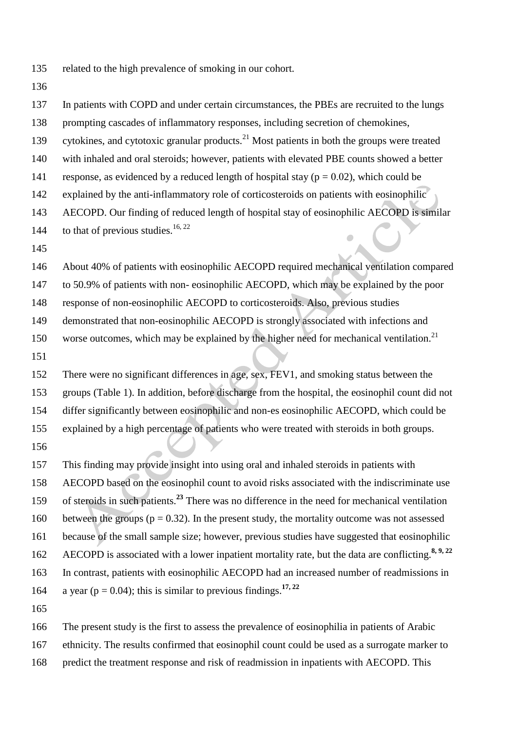related to the high prevalence of smoking in our cohort.

In patients with COPD and under certain circumstances, the PBEs are recruited to the lungs prompting cascades of inflammatory responses, including secretion of chemokines, cytokines, and cytotoxic granular products.[21] Most patients in both the groups were treated with inhaled and oral steroids; however, patients with elevated PBE counts showed a better response, as evidenced by a reduced length of hospital stay ($p = 0.02$), which could be explained by the anti-inflammatory role of corticosteroids on patients with eosinophilic AECOPD. Our finding of reduced length of hospital stay of eosinophilic AECOPD is similar to that of previous studies.[16, 22]

About 40% of patients with eosinophilic AECOPD required mechanical ventilation compared to 50.9% of patients with non- eosinophilic AECOPD, which may be explained by the poor response of non-eosinophilic AECOPD to corticosteroids. Also, previous studies demonstrated that non-eosinophilic AECOPD is strongly associated with infections and worse outcomes, which may be explained by the higher need for mechanical ventilation.[21]

There were no significant differences in age, sex, FEV1, and smoking status between the groups (Table 1). In addition, before discharge from the hospital, the eosinophil count did not differ significantly between eosinophilic and non-es eosinophilic AECOPD, which could be explained by a high percentage of patients who were treated with steroids in both groups.

This finding may provide insight into using oral and inhaled steroids in patients with AECOPD based on the eosinophil count to avoid risks associated with the indiscriminate use of steroids in such patients.[23] There was no difference in the need for mechanical ventilation between the groups ($p = 0.32$). In the present study, the mortality outcome was not assessed because of the small sample size; however, previous studies have suggested that eosinophilic AECOPD is associated with a lower inpatient mortality rate, but the data are conflicting.[8, 9, 22] In contrast, patients with eosinophilic AECOPD had an increased number of readmissions in a year ($p = 0.04$); this is similar to previous findings.[17, 22]

The present study is the first to assess the prevalence of eosinophilia in patients of Arabic ethnicity. The results confirmed that eosinophil count could be used as a surrogate marker to predict the treatment response and risk of readmission in inpatients with AECOPD. This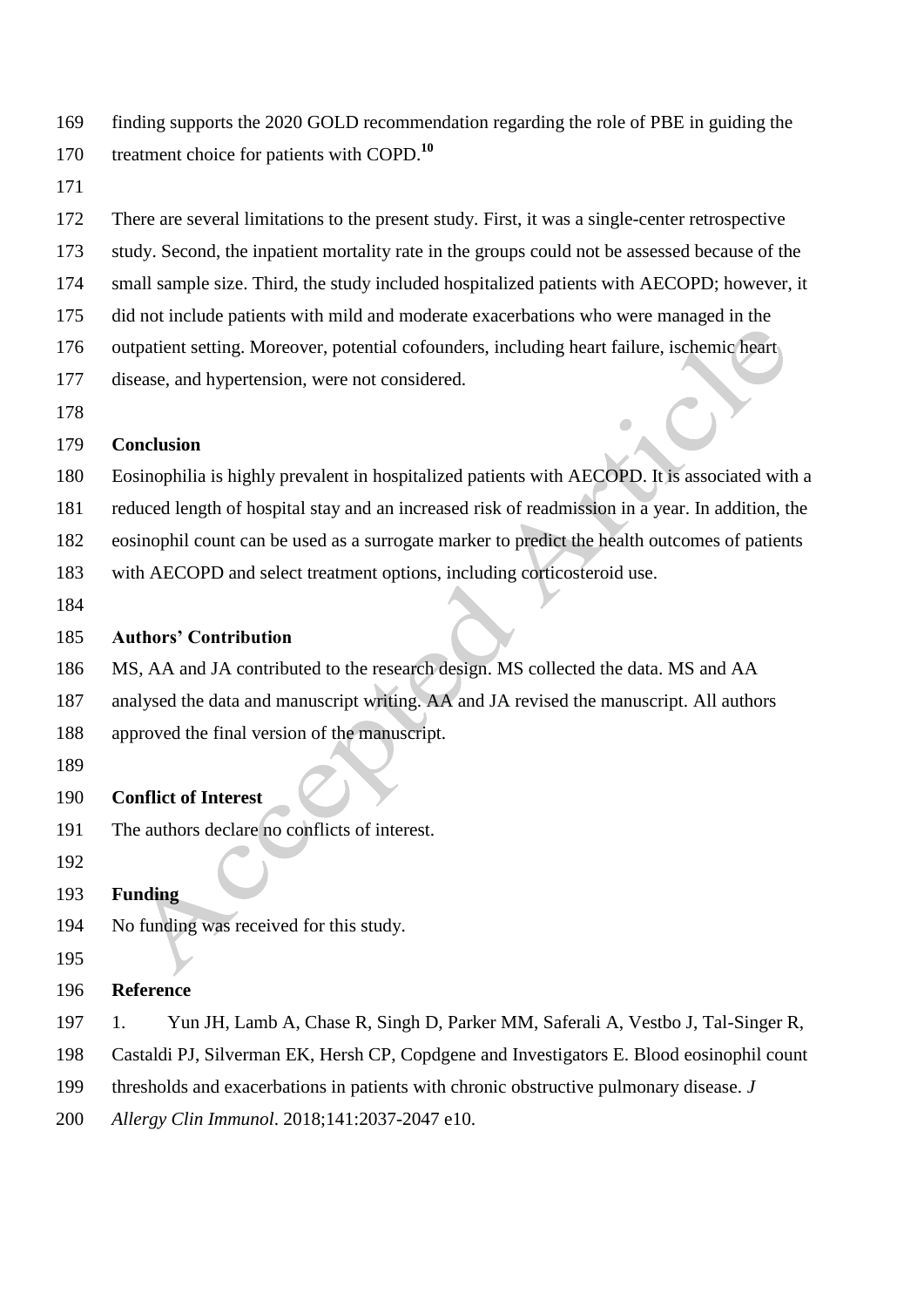finding supports the 2020 GOLD recommendation regarding the role of PBE in guiding the treatment choice for patients with COPD.[10]

There are several limitations to the present study. First, it was a single-center retrospective study. Second, the inpatient mortality rate in the groups could not be assessed because of the small sample size. Third, the study included hospitalized patients with AECOPD; however, it did not include patients with mild and moderate exacerbations who were managed in the outpatient setting. Moreover, potential cofounders, including heart failure, ischemic heart disease, and hypertension, were not considered.

## Conclusion

Eosinophilia is highly prevalent in hospitalized patients with AECOPD. It is associated with a reduced length of hospital stay and an increased risk of readmission in a year. In addition, the eosinophil count can be used as a surrogate marker to predict the health outcomes of patients with AECOPD and select treatment options, including corticosteroid use.

## Authors' Contribution

MS, AA and JA contributed to the research design. MS collected the data. MS and AA analysed the data and manuscript writing. AA and JA revised the manuscript. All authors approved the final version of the manuscript.

## Conflict of Interest

The authors declare no conflicts of interest.

## Funding

No funding was received for this study.

## Reference

1. Yun JH, Lamb A, Chase R, Singh D, Parker MM, Saferali A, Vestbo J, Tal-Singer R, Castaldi PJ, Silverman EK, Hersh CP, Copdgene and Investigators E. Blood eosinophil count thresholds and exacerbations in patients with chronic obstructive pulmonary disease. *J Allergy Clin Immunol*. 2018;141:2037-2047 e10.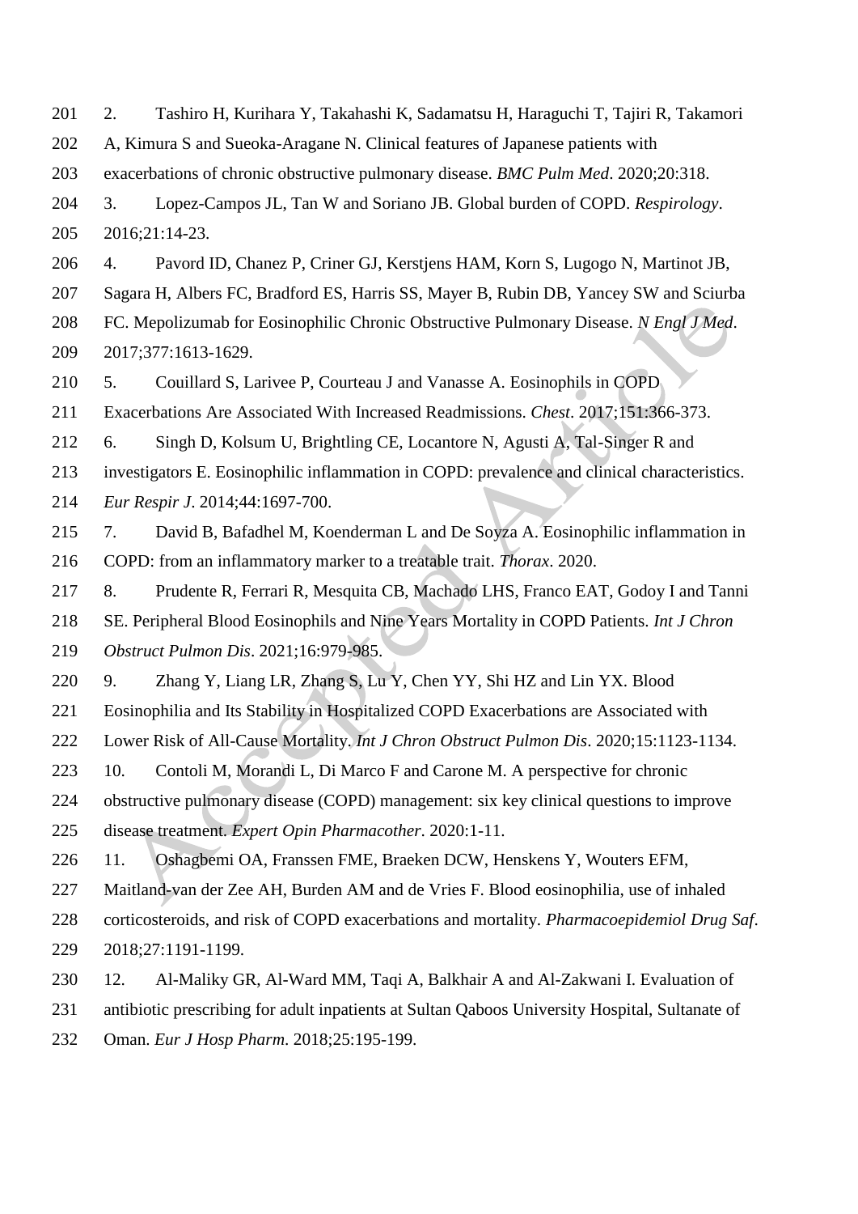2. Tashiro H, Kurihara Y, Takahashi K, Sadamatsu H, Haraguchi T, Tajiri R, Takamori A, Kimura S and Sueoka-Aragane N. Clinical features of Japanese patients with exacerbations of chronic obstructive pulmonary disease. *BMC Pulm Med*. 2020;20:318.

3. Lopez-Campos JL, Tan W and Soriano JB. Global burden of COPD. *Respirology*. 2016;21:14-23.

4. Pavord ID, Chanez P, Criner GJ, Kerstjens HAM, Korn S, Lugogo N, Martinot JB, Sagara H, Albers FC, Bradford ES, Harris SS, Mayer B, Rubin DB, Yancey SW and Sciurba FC. Mepolizumab for Eosinophilic Chronic Obstructive Pulmonary Disease. *N Engl J Med*. 2017;377:1613-1629.

5. Couillard S, Larivee P, Courteau J and Vanasse A. Eosinophils in COPD Exacerbations Are Associated With Increased Readmissions. *Chest*. 2017;151:366-373.

6. Singh D, Kolsum U, Brightling CE, Locantore N, Agusti A, Tal-Singer R and investigators E. Eosinophilic inflammation in COPD: prevalence and clinical characteristics. *Eur Respir J*. 2014;44:1697-700.

7. David B, Bafadhel M, Koenderman L and De Soyza A. Eosinophilic inflammation in COPD: from an inflammatory marker to a treatable trait. *Thorax*. 2020.

8. Prudente R, Ferrari R, Mesquita CB, Machado LHS, Franco EAT, Godoy I and Tanni SE. Peripheral Blood Eosinophils and Nine Years Mortality in COPD Patients. *Int J Chron Obstruct Pulmon Dis*. 2021;16:979-985.

9. Zhang Y, Liang LR, Zhang S, Lu Y, Chen YY, Shi HZ and Lin YX. Blood Eosinophilia and Its Stability in Hospitalized COPD Exacerbations are Associated with Lower Risk of All-Cause Mortality. *Int J Chron Obstruct Pulmon Dis*. 2020;15:1123-1134.

10. Contoli M, Morandi L, Di Marco F and Carone M. A perspective for chronic obstructive pulmonary disease (COPD) management: six key clinical questions to improve disease treatment. *Expert Opin Pharmacother*. 2020:1-11.

11. Oshagbemi OA, Franssen FME, Braeken DCW, Henskens Y, Wouters EFM, Maitland-van der Zee AH, Burden AM and de Vries F. Blood eosinophilia, use of inhaled corticosteroids, and risk of COPD exacerbations and mortality. *Pharmacoepidemiol Drug Saf*. 2018;27:1191-1199.

12. Al-Maliky GR, Al-Ward MM, Taqi A, Balkhair A and Al-Zakwani I. Evaluation of antibiotic prescribing for adult inpatients at Sultan Qaboos University Hospital, Sultanate of Oman. *Eur J Hosp Pharm*. 2018;25:195-199.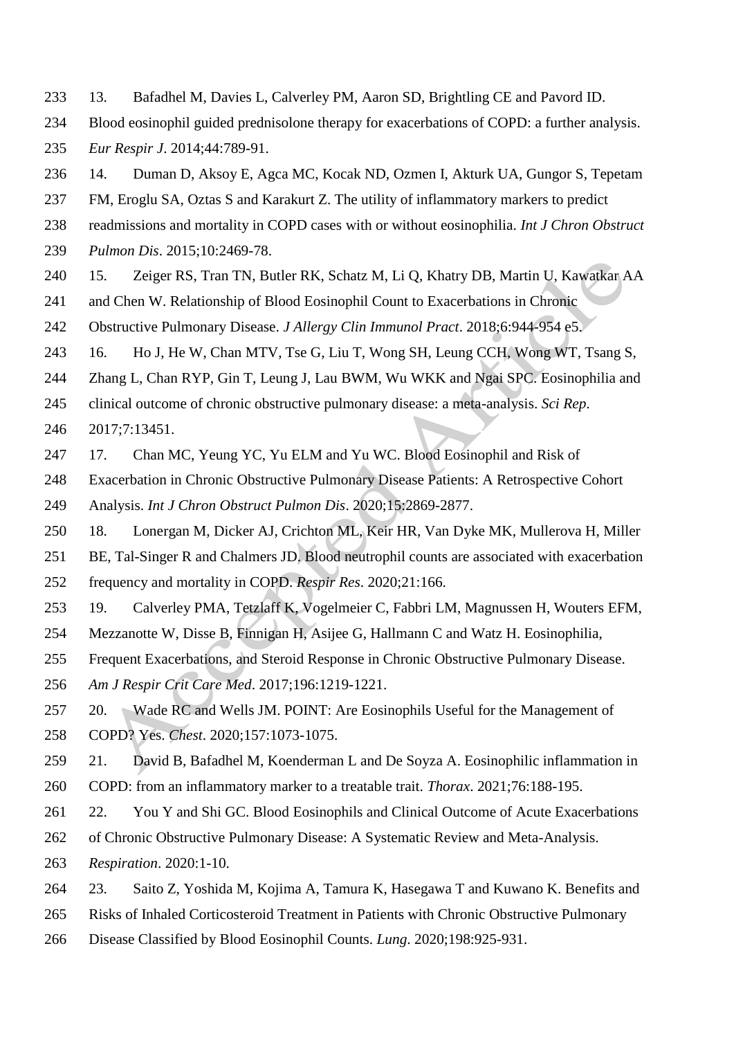13. Bafadhel M, Davies L, Calverley PM, Aaron SD, Brightling CE and Pavord ID. Blood eosinophil guided prednisolone therapy for exacerbations of COPD: a further analysis. *Eur Respir J*. 2014;44:789-91.

14. Duman D, Aksoy E, Agca MC, Kocak ND, Ozmen I, Akturk UA, Gungor S, Tepetam FM, Eroglu SA, Oztas S and Karakurt Z. The utility of inflammatory markers to predict readmissions and mortality in COPD cases with or without eosinophilia. *Int J Chron Obstruct Pulmon Dis*. 2015;10:2469-78.

15. Zeiger RS, Tran TN, Butler RK, Schatz M, Li Q, Khatry DB, Martin U, Kawatkar AA and Chen W. Relationship of Blood Eosinophil Count to Exacerbations in Chronic Obstructive Pulmonary Disease. *J Allergy Clin Immunol Pract*. 2018;6:944-954 e5.

16. Ho J, He W, Chan MTV, Tse G, Liu T, Wong SH, Leung CCH, Wong WT, Tsang S, Zhang L, Chan RYP, Gin T, Leung J, Lau BWM, Wu WKK and Ngai SPC. Eosinophilia and clinical outcome of chronic obstructive pulmonary disease: a meta-analysis. *Sci Rep*. 2017;7:13451.

17. Chan MC, Yeung YC, Yu ELM and Yu WC. Blood Eosinophil and Risk of Exacerbation in Chronic Obstructive Pulmonary Disease Patients: A Retrospective Cohort Analysis. *Int J Chron Obstruct Pulmon Dis*. 2020;15:2869-2877.

18. Lonergan M, Dicker AJ, Crichton ML, Keir HR, Van Dyke MK, Mullerova H, Miller BE, Tal-Singer R and Chalmers JD. Blood neutrophil counts are associated with exacerbation frequency and mortality in COPD. *Respir Res*. 2020;21:166.

19. Calverley PMA, Tetzlaff K, Vogelmeier C, Fabbri LM, Magnussen H, Wouters EFM, Mezzanotte W, Disse B, Finnigan H, Asijee G, Hallmann C and Watz H. Eosinophilia, Frequent Exacerbations, and Steroid Response in Chronic Obstructive Pulmonary Disease. *Am J Respir Crit Care Med*. 2017;196:1219-1221.

20. Wade RC and Wells JM. POINT: Are Eosinophils Useful for the Management of COPD? Yes. *Chest*. 2020;157:1073-1075.

21. David B, Bafadhel M, Koenderman L and De Soyza A. Eosinophilic inflammation in COPD: from an inflammatory marker to a treatable trait. *Thorax*. 2021;76:188-195.

22. You Y and Shi GC. Blood Eosinophils and Clinical Outcome of Acute Exacerbations of Chronic Obstructive Pulmonary Disease: A Systematic Review and Meta-Analysis. *Respiration*. 2020:1-10.

23. Saito Z, Yoshida M, Kojima A, Tamura K, Hasegawa T and Kuwano K. Benefits and Risks of Inhaled Corticosteroid Treatment in Patients with Chronic Obstructive Pulmonary Disease Classified by Blood Eosinophil Counts. *Lung*. 2020;198:925-931.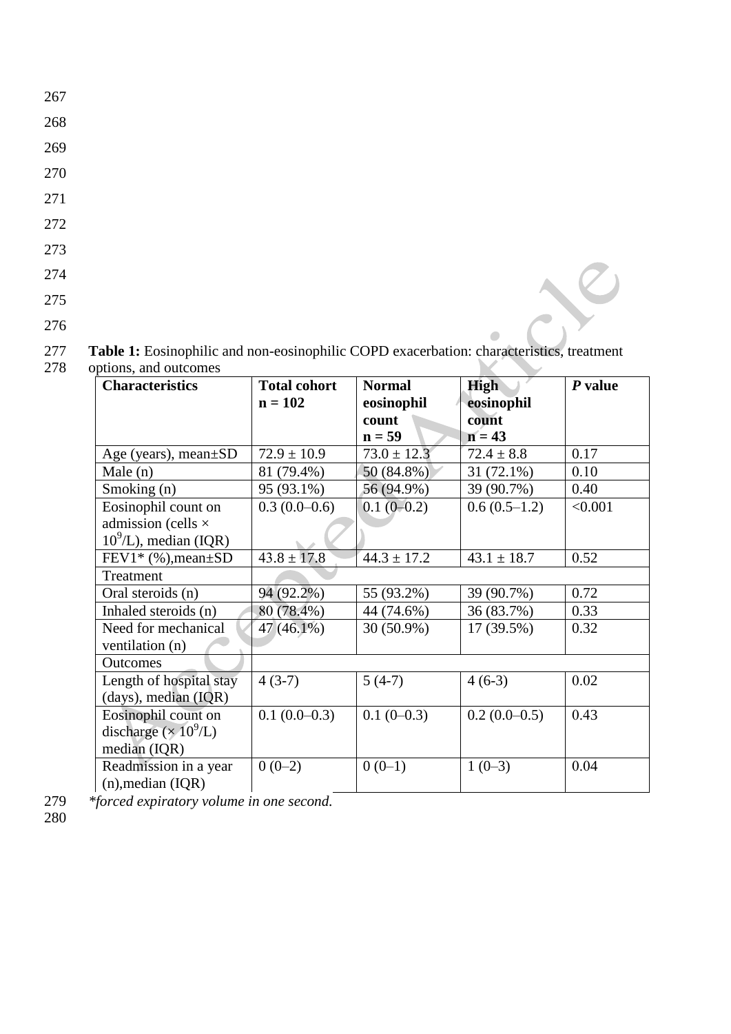**Table 1:** Eosinophilic and non-eosinophilic COPD exacerbation: characteristics, treatment options, and outcomes

| Characteristics | Total cohort n = 102 | Normal eosinophil count n = 59 | High eosinophil count n = 43 | *P* value |
|---|---|---|---|---|
| Age (years), mean±SD | 72.9 ± 10.9 | 73.0 ± 12.3 | 72.4 ± 8.8 | 0.17 |
| Male (n) | 81 (79.4%) | 50 (84.8%) | 31 (72.1%) | 0.10 |
| Smoking (n) | 95 (93.1%) | 56 (94.9%) | 39 (90.7%) | 0.40 |
| Eosinophil count on admission (cells × $10^9$/L), median (IQR) | 0.3 (0.0–0.6) | 0.1 (0–0.2) | 0.6 (0.5–1.2) | <0.001 |
| FEV1* (%),mean±SD | 43.8 ± 17.8 | 44.3 ± 17.2 | 43.1 ± 18.7 | 0.52 |
| Treatment | | | | |
| Oral steroids (n) | 94 (92.2%) | 55 (93.2%) | 39 (90.7%) | 0.72 |
| Inhaled steroids (n) | 80 (78.4%) | 44 (74.6%) | 36 (83.7%) | 0.33 |
| Need for mechanical ventilation (n) | 47 (46.1%) | 30 (50.9%) | 17 (39.5%) | 0.32 |
| Outcomes | | | | |
| Length of hospital stay (days), median (IQR) | 4 (3-7) | 5 (4-7) | 4 (6-3) | 0.02 |
| Eosinophil count on discharge (× $10^9$/L) median (IQR) | 0.1 (0.0–0.3) | 0.1 (0–0.3) | 0.2 (0.0–0.5) | 0.43 |
| Readmission in a year (n),median (IQR) | 0 (0–2) | 0 (0–1) | 1 (0–3) | 0.04 |

*\*forced expiratory volume in one second.*